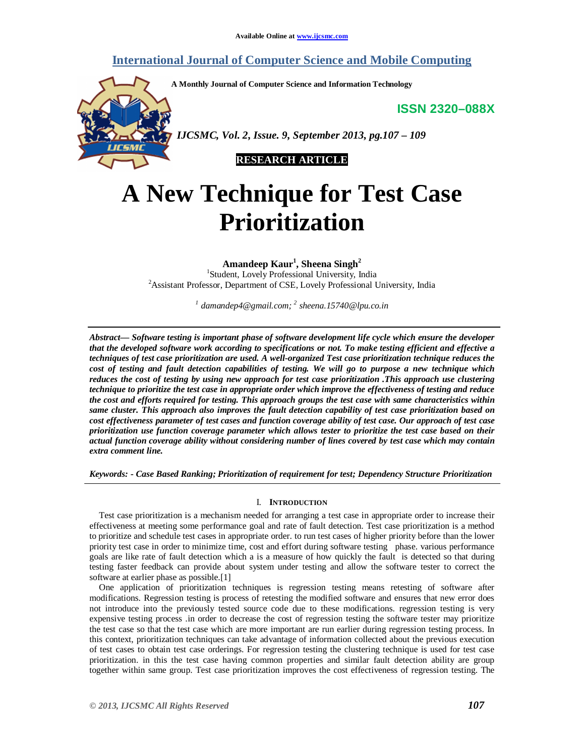# A New Technique for Test Case Prioritization

**Amandeep Kaur[1], Sheena Singh[2]**

[1]Student, Lovely Professional University, India
[2]Assistant Professor, Department of CSE, Lovely Professional University, India

*[1] damandep4@gmail.com; [2] sheena.15740@lpu.co.in*

***Abstract— Software testing is important phase of software development life cycle which ensure the developer that the developed software work according to specifications or not. To make testing efficient and effective a techniques of test case prioritization are used. A well-organized Test case prioritization technique reduces the cost of testing and fault detection capabilities of testing. We will go to purpose a new technique which reduces the cost of testing by using new approach for test case prioritization .This approach use clustering technique to prioritize the test case in appropriate order which improve the effectiveness of testing and reduce the cost and efforts required for testing. This approach groups the test case with same characteristics within same cluster. This approach also improves the fault detection capability of test case prioritization based on cost effectiveness parameter of test cases and function coverage ability of test case. Our approach of test case prioritization use function coverage parameter which allows tester to prioritize the test case based on their actual function coverage ability without considering number of lines covered by test case which may contain extra comment line.***

***Keywords: - Case Based Ranking; Prioritization of requirement for test; Dependency Structure Prioritization***

## I. Introduction

Test case prioritization is a mechanism needed for arranging a test case in appropriate order to increase their effectiveness at meeting some performance goal and rate of fault detection. Test case prioritization is a method to prioritize and schedule test cases in appropriate order. to run test cases of higher priority before than the lower priority test case in order to minimize time, cost and effort during software testing phase. various performance goals are like rate of fault detection which a is a measure of how quickly the fault is detected so that during testing faster feedback can provide about system under testing and allow the software tester to correct the software at earlier phase as possible.[1]

One application of prioritization techniques is regression testing means retesting of software after modifications. Regression testing is process of retesting the modified software and ensures that new error does not introduce into the previously tested source code due to these modifications. regression testing is very expensive testing process .in order to decrease the cost of regression testing the software tester may prioritize the test case so that the test case which are more important are run earlier during regression testing process. In this context, prioritization techniques can take advantage of information collected about the previous execution of test cases to obtain test case orderings. For regression testing the clustering technique is used for test case prioritization. in this the test case having common properties and similar fault detection ability are group together within same group. Test case prioritization improves the cost effectiveness of regression testing. The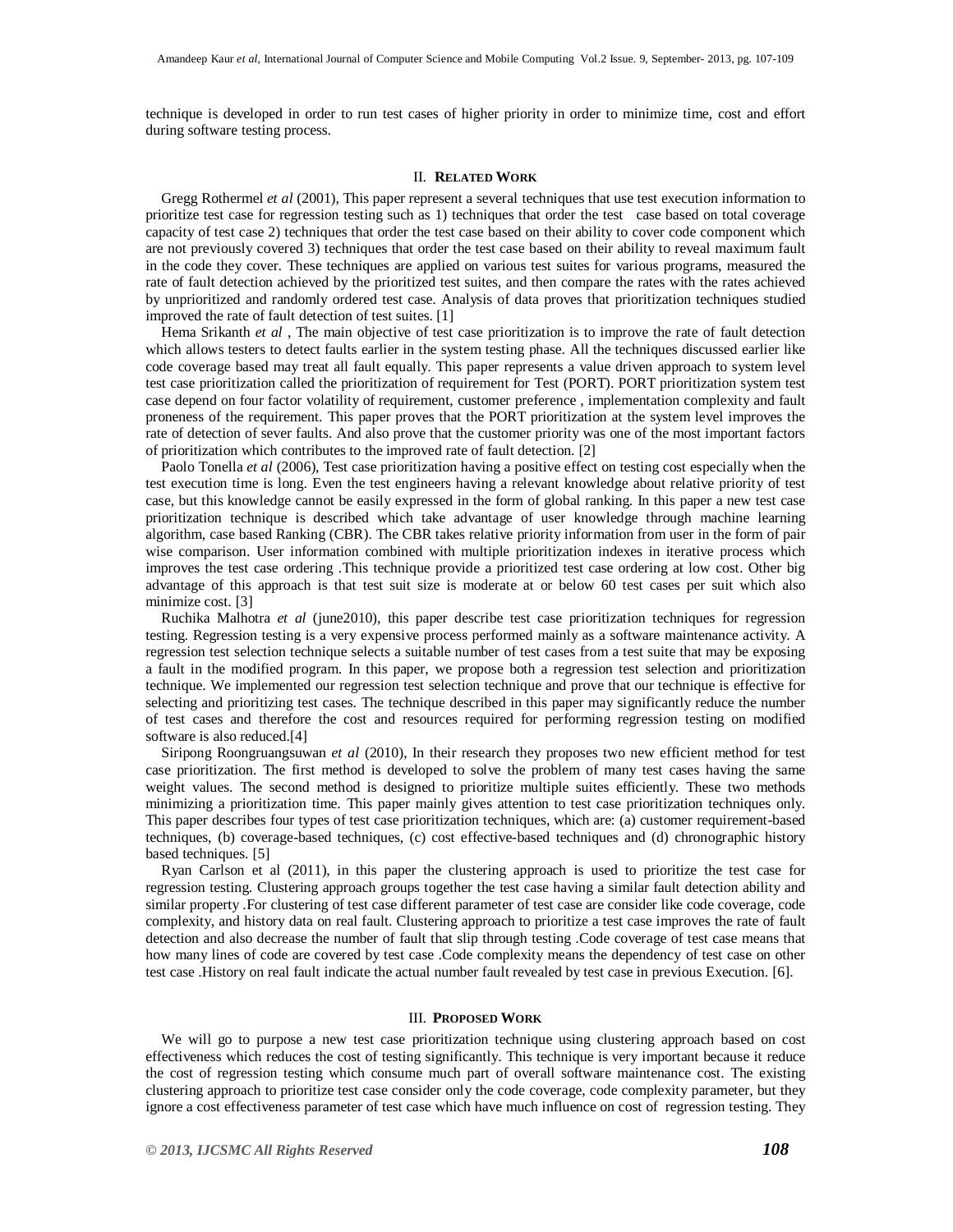technique is developed in order to run test cases of higher priority in order to minimize time, cost and effort during software testing process.

## II. RELATED WORK

Gregg Rothermel *et al* (2001), This paper represent a several techniques that use test execution information to prioritize test case for regression testing such as 1) techniques that order the test case based on total coverage capacity of test case 2) techniques that order the test case based on their ability to cover code component which are not previously covered 3) techniques that order the test case based on their ability to reveal maximum fault in the code they cover. These techniques are applied on various test suites for various programs, measured the rate of fault detection achieved by the prioritized test suites, and then compare the rates with the rates achieved by unprioritized and randomly ordered test case. Analysis of data proves that prioritization techniques studied improved the rate of fault detection of test suites. [1]

Hema Srikanth *et al* , The main objective of test case prioritization is to improve the rate of fault detection which allows testers to detect faults earlier in the system testing phase. All the techniques discussed earlier like code coverage based may treat all fault equally. This paper represents a value driven approach to system level test case prioritization called the prioritization of requirement for Test (PORT). PORT prioritization system test case depend on four factor volatility of requirement, customer preference , implementation complexity and fault proneness of the requirement. This paper proves that the PORT prioritization at the system level improves the rate of detection of sever faults. And also prove that the customer priority was one of the most important factors of prioritization which contributes to the improved rate of fault detection. [2]

Paolo Tonella *et al* (2006), Test case prioritization having a positive effect on testing cost especially when the test execution time is long. Even the test engineers having a relevant knowledge about relative priority of test case, but this knowledge cannot be easily expressed in the form of global ranking. In this paper a new test case prioritization technique is described which take advantage of user knowledge through machine learning algorithm, case based Ranking (CBR). The CBR takes relative priority information from user in the form of pair wise comparison. User information combined with multiple prioritization indexes in iterative process which improves the test case ordering .This technique provide a prioritized test case ordering at low cost. Other big advantage of this approach is that test suit size is moderate at or below 60 test cases per suit which also minimize cost. [3]

Ruchika Malhotra *et al* (june2010), this paper describe test case prioritization techniques for regression testing. Regression testing is a very expensive process performed mainly as a software maintenance activity. A regression test selection technique selects a suitable number of test cases from a test suite that may be exposing a fault in the modified program. In this paper, we propose both a regression test selection and prioritization technique. We implemented our regression test selection technique and prove that our technique is effective for selecting and prioritizing test cases. The technique described in this paper may significantly reduce the number of test cases and therefore the cost and resources required for performing regression testing on modified software is also reduced.[4]

Siripong Roongruangsuwan *et al* (2010), In their research they proposes two new efficient method for test case prioritization. The first method is developed to solve the problem of many test cases having the same weight values. The second method is designed to prioritize multiple suites efficiently. These two methods minimizing a prioritization time. This paper mainly gives attention to test case prioritization techniques only. This paper describes four types of test case prioritization techniques, which are: (a) customer requirement-based techniques, (b) coverage-based techniques, (c) cost effective-based techniques and (d) chronographic history based techniques. [5]

Ryan Carlson et al (2011), in this paper the clustering approach is used to prioritize the test case for regression testing. Clustering approach groups together the test case having a similar fault detection ability and similar property .For clustering of test case different parameter of test case are consider like code coverage, code complexity, and history data on real fault. Clustering approach to prioritize a test case improves the rate of fault detection and also decrease the number of fault that slip through testing .Code coverage of test case means that how many lines of code are covered by test case .Code complexity means the dependency of test case on other test case .History on real fault indicate the actual number fault revealed by test case in previous Execution. [6].

## III. PROPOSED WORK

We will go to purpose a new test case prioritization technique using clustering approach based on cost effectiveness which reduces the cost of testing significantly. This technique is very important because it reduce the cost of regression testing which consume much part of overall software maintenance cost. The existing clustering approach to prioritize test case consider only the code coverage, code complexity parameter, but they ignore a cost effectiveness parameter of test case which have much influence on cost of regression testing. They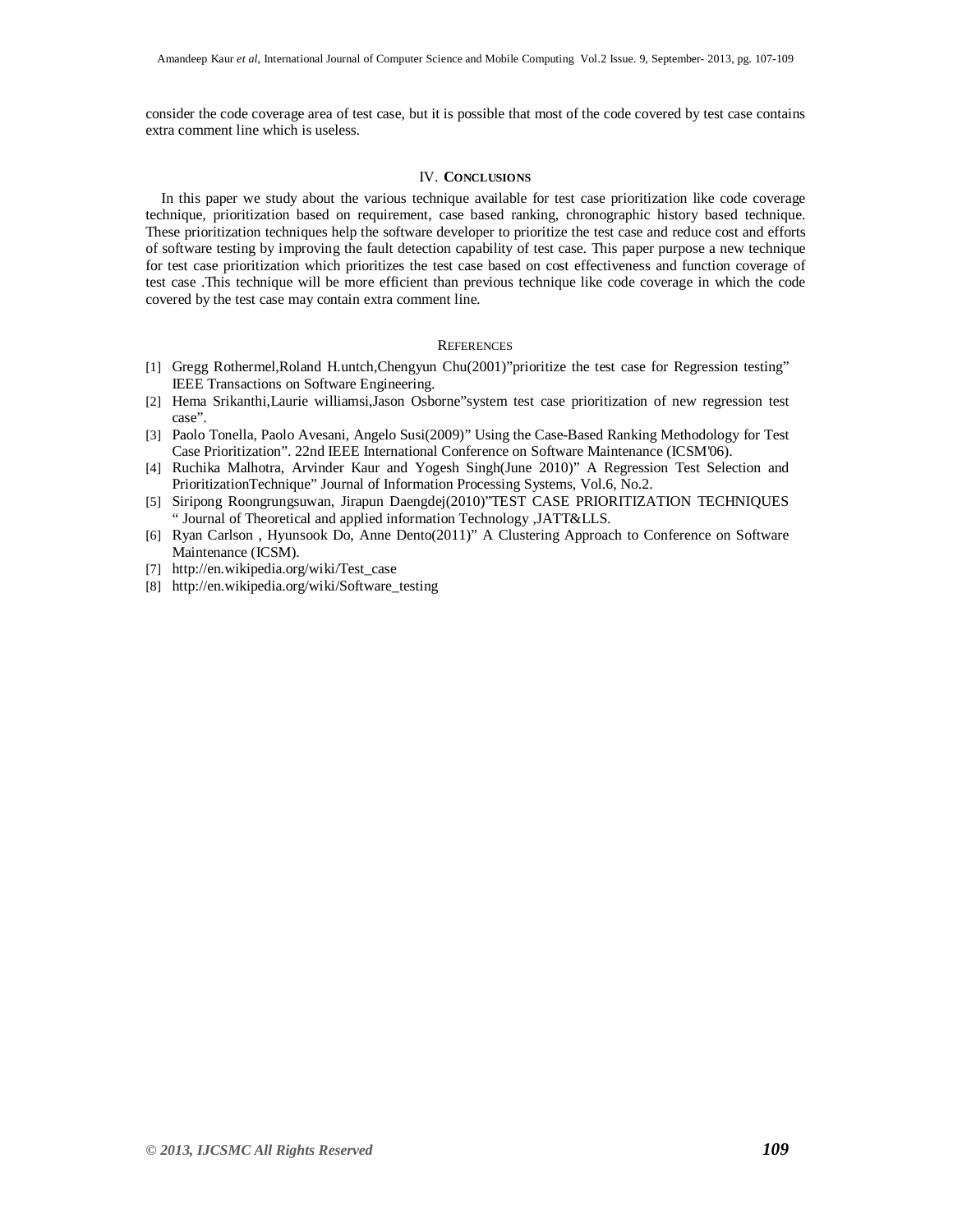consider the code coverage area of test case, but it is possible that most of the code covered by test case contains extra comment line which is useless.

## IV. Conclusions

In this paper we study about the various technique available for test case prioritization like code coverage technique, prioritization based on requirement, case based ranking, chronographic history based technique. These prioritization techniques help the software developer to prioritize the test case and reduce cost and efforts of software testing by improving the fault detection capability of test case. This paper purpose a new technique for test case prioritization which prioritizes the test case based on cost effectiveness and function coverage of test case .This technique will be more efficient than previous technique like code coverage in which the code covered by the test case may contain extra comment line.

## References

[1] Gregg Rothermel,Roland H.untch,Chengyun Chu(2001)"prioritize the test case for Regression testing" IEEE Transactions on Software Engineering.

[2] Hema Srikanthi,Laurie williamsi,Jason Osborne"system test case prioritization of new regression test case".

[3] Paolo Tonella, Paolo Avesani, Angelo Susi(2009)" Using the Case-Based Ranking Methodology for Test Case Prioritization". 22nd IEEE International Conference on Software Maintenance (ICSM'06).

[4] Ruchika Malhotra, Arvinder Kaur and Yogesh Singh(June 2010)" A Regression Test Selection and PrioritizationTechnique" Journal of Information Processing Systems, Vol.6, No.2.

[5] Siripong Roongrungsuwan, Jirapun Daengdej(2010)"TEST CASE PRIORITIZATION TECHNIQUES " Journal of Theoretical and applied information Technology ,JATT&LLS.

[6] Ryan Carlson , Hyunsook Do, Anne Dento(2011)" A Clustering Approach to Conference on Software Maintenance (ICSM).

[7] http://en.wikipedia.org/wiki/Test_case

[8] http://en.wikipedia.org/wiki/Software_testing